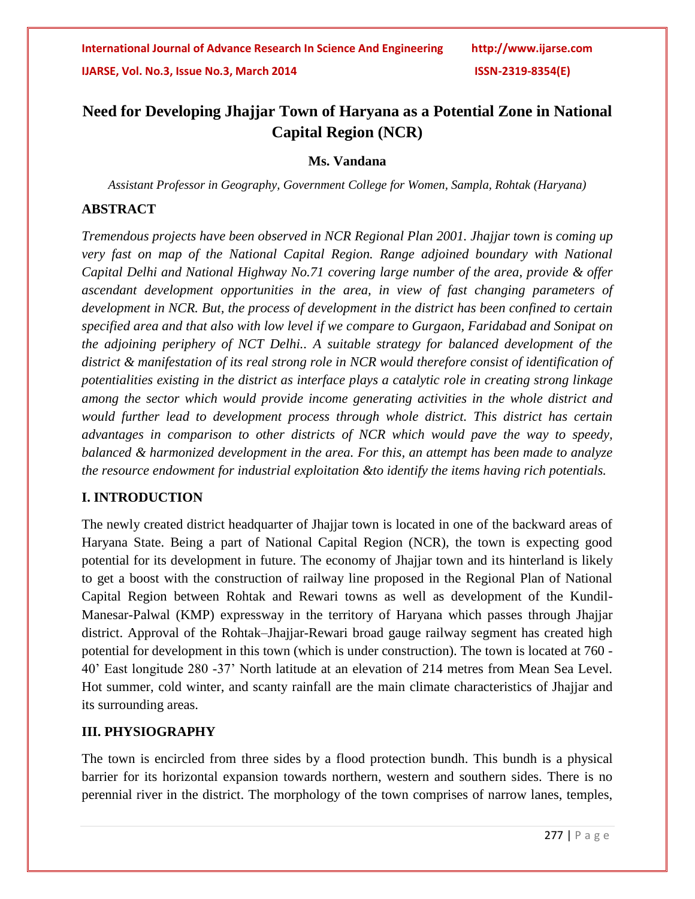# Need for Developing Jhajjar Town of Haryana as a Potential Zone in National Capital Region (NCR)

**Ms. Vandana**

*Assistant Professor in Geography, Government College for Women, Sampla, Rohtak (Haryana)*

## ABSTRACT

*Tremendous projects have been observed in NCR Regional Plan 2001. Jhajjar town is coming up very fast on map of the National Capital Region. Range adjoined boundary with National Capital Delhi and National Highway No.71 covering large number of the area, provide & offer ascendant development opportunities in the area, in view of fast changing parameters of development in NCR. But, the process of development in the district has been confined to certain specified area and that also with low level if we compare to Gurgaon, Faridabad and Sonipat on the adjoining periphery of NCT Delhi.. A suitable strategy for balanced development of the district & manifestation of its real strong role in NCR would therefore consist of identification of potentialities existing in the district as interface plays a catalytic role in creating strong linkage among the sector which would provide income generating activities in the whole district and would further lead to development process through whole district. This district has certain advantages in comparison to other districts of NCR which would pave the way to speedy, balanced & harmonized development in the area. For this, an attempt has been made to analyze the resource endowment for industrial exploitation &to identify the items having rich potentials.*

## I. INTRODUCTION

The newly created district headquarter of Jhajjar town is located in one of the backward areas of Haryana State. Being a part of National Capital Region (NCR), the town is expecting good potential for its development in future. The economy of Jhajjar town and its hinterland is likely to get a boost with the construction of railway line proposed in the Regional Plan of National Capital Region between Rohtak and Rewari towns as well as development of the Kundil-Manesar-Palwal (KMP) expressway in the territory of Haryana which passes through Jhajjar district. Approval of the Rohtak–Jhajjar-Rewari broad gauge railway segment has created high potential for development in this town (which is under construction). The town is located at 760 -40' East longitude 280 -37' North latitude at an elevation of 214 metres from Mean Sea Level. Hot summer, cold winter, and scanty rainfall are the main climate characteristics of Jhajjar and its surrounding areas.

## III. PHYSIOGRAPHY

The town is encircled from three sides by a flood protection bundh. This bundh is a physical barrier for its horizontal expansion towards northern, western and southern sides. There is no perennial river in the district. The morphology of the town comprises of narrow lanes, temples,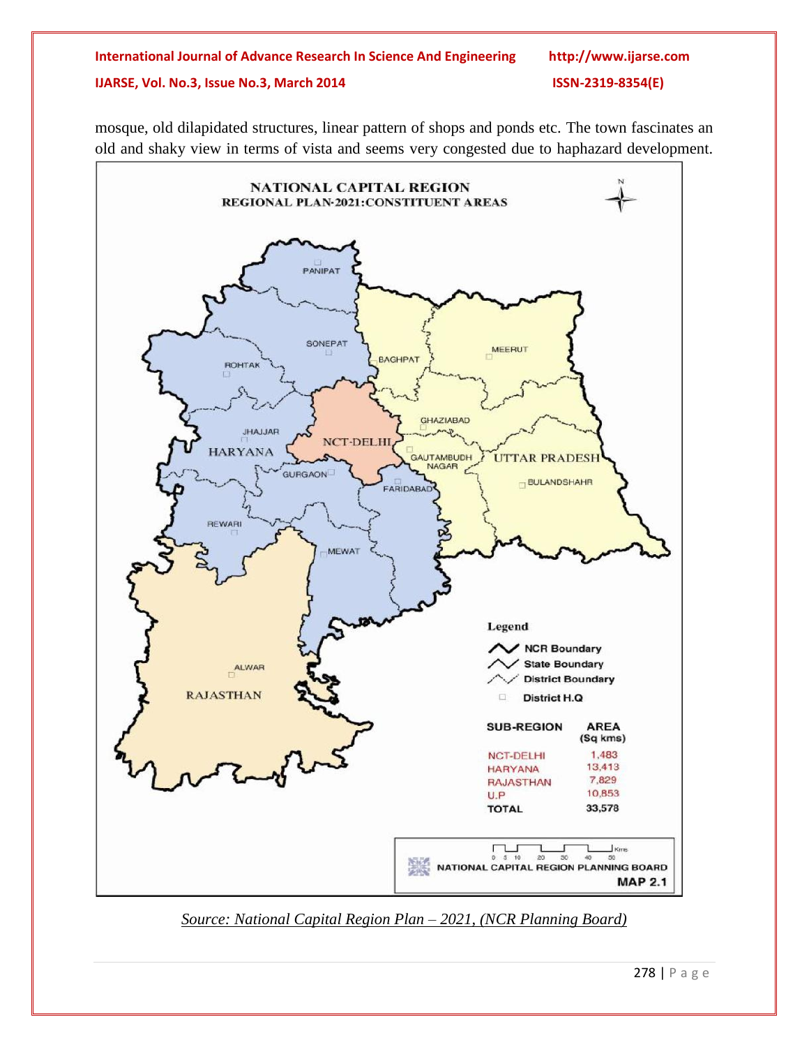mosque, old dilapidated structures, linear pattern of shops and ponds etc. The town fascinates an old and shaky view in terms of vista and seems very congested due to haphazard development.

**NATIONAL CAPITAL REGION**
**REGIONAL PLAN-2021:CONSTITUENT AREAS**

Legend

- NCR Boundary
- State Boundary
- District Boundary
- District H.Q

| SUB-REGION | AREA (Sq kms) |
|---|---|
| NCT-DELHI | 1,483 |
| HARYANA | 13,413 |
| RAJASTHAN | 7,829 |
| U.P | 10,853 |
| TOTAL | 33,578 |

NATIONAL CAPITAL REGION PLANNING BOARD
MAP 2.1

*Source: National Capital Region Plan – 2021, (NCR Planning Board)*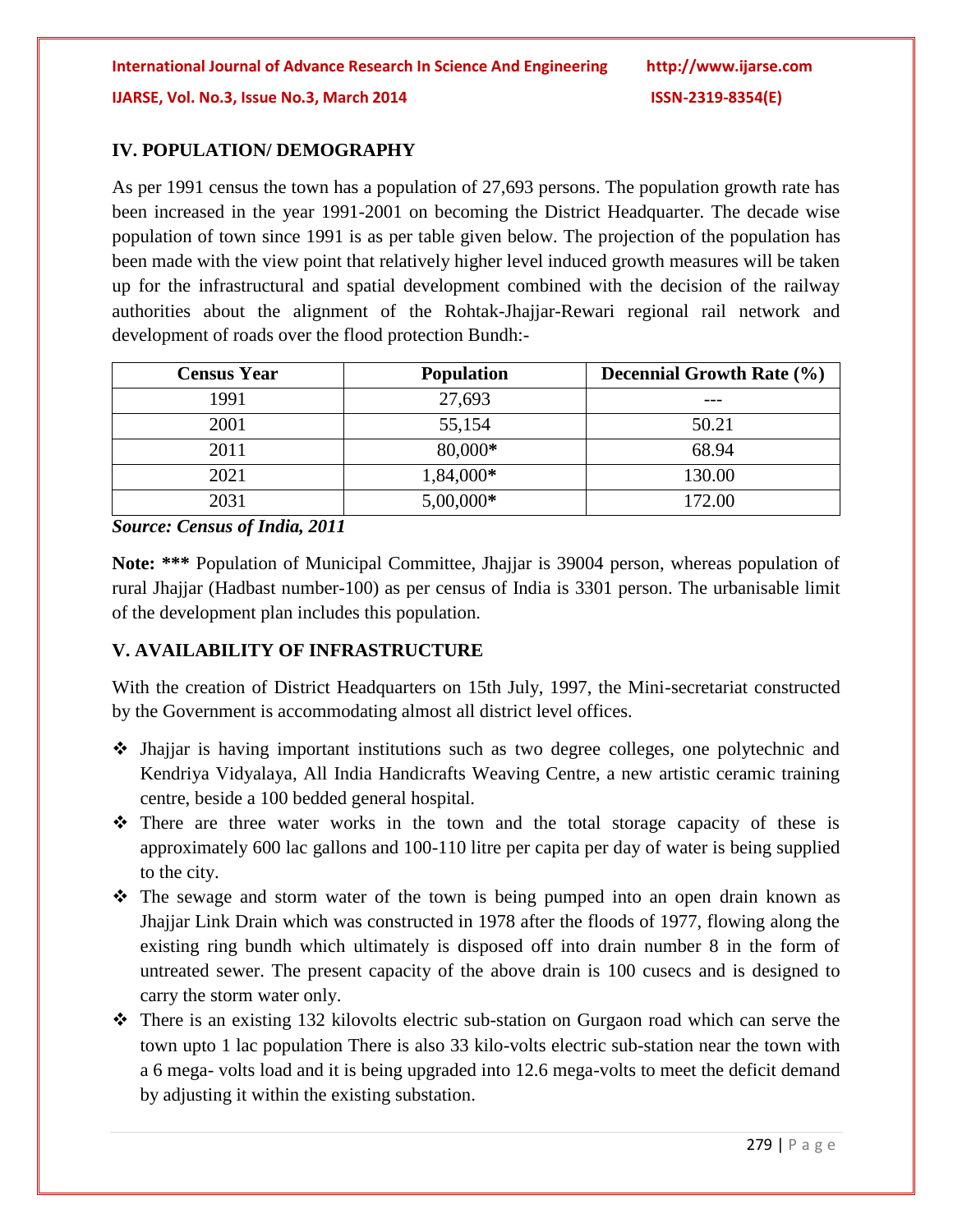## IV. POPULATION/ DEMOGRAPHY

As per 1991 census the town has a population of 27,693 persons. The population growth rate has been increased in the year 1991-2001 on becoming the District Headquarter. The decade wise population of town since 1991 is as per table given below. The projection of the population has been made with the view point that relatively higher level induced growth measures will be taken up for the infrastructural and spatial development combined with the decision of the railway authorities about the alignment of the Rohtak-Jhajjar-Rewari regional rail network and development of roads over the flood protection Bundh:-

| Census Year | Population | Decennial Growth Rate (%) |
|---|---|---|
| 1991 | 27,693 | --- |
| 2001 | 55,154 | 50.21 |
| 2011 | 80,000* | 68.94 |
| 2021 | 1,84,000* | 130.00 |
| 2031 | 5,00,000* | 172.00 |

***Source: Census of India, 2011***

**Note: \*\*\*** Population of Municipal Committee, Jhajjar is 39004 person, whereas population of rural Jhajjar (Hadbast number-100) as per census of India is 3301 person. The urbanisable limit of the development plan includes this population.

## V. AVAILABILITY OF INFRASTRUCTURE

With the creation of District Headquarters on 15th July, 1997, the Mini-secretariat constructed by the Government is accommodating almost all district level offices.

- Jhajjar is having important institutions such as two degree colleges, one polytechnic and Kendriya Vidyalaya, All India Handicrafts Weaving Centre, a new artistic ceramic training centre, beside a 100 bedded general hospital.
- There are three water works in the town and the total storage capacity of these is approximately 600 lac gallons and 100-110 litre per capita per day of water is being supplied to the city.
- The sewage and storm water of the town is being pumped into an open drain known as Jhajjar Link Drain which was constructed in 1978 after the floods of 1977, flowing along the existing ring bundh which ultimately is disposed off into drain number 8 in the form of untreated sewer. The present capacity of the above drain is 100 cusecs and is designed to carry the storm water only.
- There is an existing 132 kilovolts electric sub-station on Gurgaon road which can serve the town upto 1 lac population There is also 33 kilo-volts electric sub-station near the town with a 6 mega- volts load and it is being upgraded into 12.6 mega-volts to meet the deficit demand by adjusting it within the existing substation.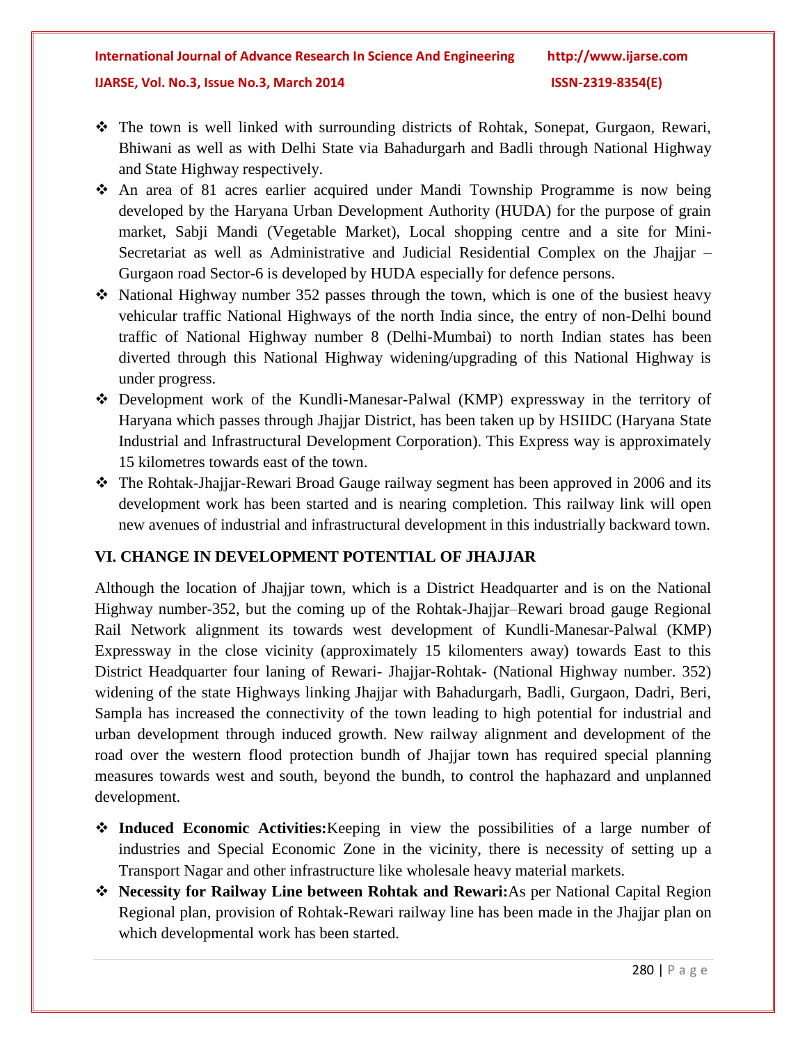- The town is well linked with surrounding districts of Rohtak, Sonepat, Gurgaon, Rewari, Bhiwani as well as with Delhi State via Bahadurgarh and Badli through National Highway and State Highway respectively.
- An area of 81 acres earlier acquired under Mandi Township Programme is now being developed by the Haryana Urban Development Authority (HUDA) for the purpose of grain market, Sabji Mandi (Vegetable Market), Local shopping centre and a site for Mini-Secretariat as well as Administrative and Judicial Residential Complex on the Jhajjar – Gurgaon road Sector-6 is developed by HUDA especially for defence persons.
- National Highway number 352 passes through the town, which is one of the busiest heavy vehicular traffic National Highways of the north India since, the entry of non-Delhi bound traffic of National Highway number 8 (Delhi-Mumbai) to north Indian states has been diverted through this National Highway widening/upgrading of this National Highway is under progress.
- Development work of the Kundli-Manesar-Palwal (KMP) expressway in the territory of Haryana which passes through Jhajjar District, has been taken up by HSIIDC (Haryana State Industrial and Infrastructural Development Corporation). This Express way is approximately 15 kilometres towards east of the town.
- The Rohtak-Jhajjar-Rewari Broad Gauge railway segment has been approved in 2006 and its development work has been started and is nearing completion. This railway link will open new avenues of industrial and infrastructural development in this industrially backward town.

## VI. CHANGE IN DEVELOPMENT POTENTIAL OF JHAJJAR

Although the location of Jhajjar town, which is a District Headquarter and is on the National Highway number-352, but the coming up of the Rohtak-Jhajjar–Rewari broad gauge Regional Rail Network alignment its towards west development of Kundli-Manesar-Palwal (KMP) Expressway in the close vicinity (approximately 15 kilomenters away) towards East to this District Headquarter four laning of Rewari- Jhajjar-Rohtak- (National Highway number. 352) widening of the state Highways linking Jhajjar with Bahadurgarh, Badli, Gurgaon, Dadri, Beri, Sampla has increased the connectivity of the town leading to high potential for industrial and urban development through induced growth. New railway alignment and development of the road over the western flood protection bundh of Jhajjar town has required special planning measures towards west and south, beyond the bundh, to control the haphazard and unplanned development.

- **Induced Economic Activities:**Keeping in view the possibilities of a large number of industries and Special Economic Zone in the vicinity, there is necessity of setting up a Transport Nagar and other infrastructure like wholesale heavy material markets.
- **Necessity for Railway Line between Rohtak and Rewari:**As per National Capital Region Regional plan, provision of Rohtak-Rewari railway line has been made in the Jhajjar plan on which developmental work has been started.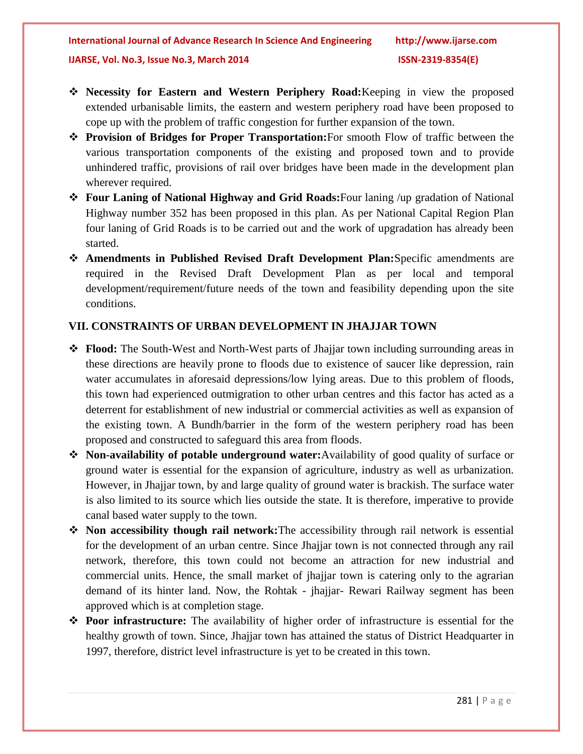- **Necessity for Eastern and Western Periphery Road:**Keeping in view the proposed extended urbanisable limits, the eastern and western periphery road have been proposed to cope up with the problem of traffic congestion for further expansion of the town.
- **Provision of Bridges for Proper Transportation:**For smooth Flow of traffic between the various transportation components of the existing and proposed town and to provide unhindered traffic, provisions of rail over bridges have been made in the development plan wherever required.
- **Four Laning of National Highway and Grid Roads:**Four laning /up gradation of National Highway number 352 has been proposed in this plan. As per National Capital Region Plan four laning of Grid Roads is to be carried out and the work of upgradation has already been started.
- **Amendments in Published Revised Draft Development Plan:**Specific amendments are required in the Revised Draft Development Plan as per local and temporal development/requirement/future needs of the town and feasibility depending upon the site conditions.

## VII. CONSTRAINTS OF URBAN DEVELOPMENT IN JHAJJAR TOWN

- **Flood:** The South-West and North-West parts of Jhajjar town including surrounding areas in these directions are heavily prone to floods due to existence of saucer like depression, rain water accumulates in aforesaid depressions/low lying areas. Due to this problem of floods, this town had experienced outmigration to other urban centres and this factor has acted as a deterrent for establishment of new industrial or commercial activities as well as expansion of the existing town. A Bundh/barrier in the form of the western periphery road has been proposed and constructed to safeguard this area from floods.
- **Non-availability of potable underground water:**Availability of good quality of surface or ground water is essential for the expansion of agriculture, industry as well as urbanization. However, in Jhajjar town, by and large quality of ground water is brackish. The surface water is also limited to its source which lies outside the state. It is therefore, imperative to provide canal based water supply to the town.
- **Non accessibility though rail network:**The accessibility through rail network is essential for the development of an urban centre. Since Jhajjar town is not connected through any rail network, therefore, this town could not become an attraction for new industrial and commercial units. Hence, the small market of jhajjar town is catering only to the agrarian demand of its hinter land. Now, the Rohtak - jhajjar- Rewari Railway segment has been approved which is at completion stage.
- **Poor infrastructure:** The availability of higher order of infrastructure is essential for the healthy growth of town. Since, Jhajjar town has attained the status of District Headquarter in 1997, therefore, district level infrastructure is yet to be created in this town.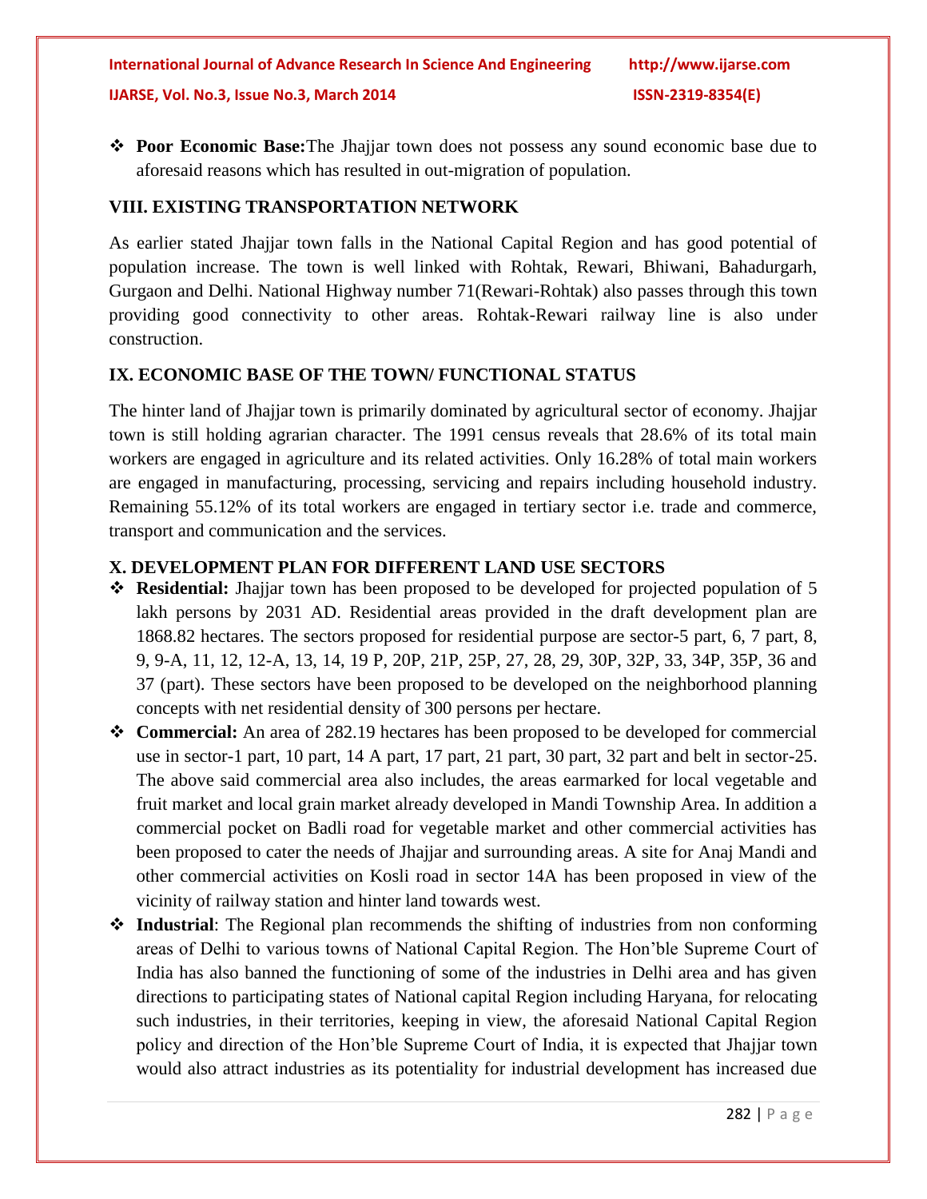- **Poor Economic Base:**The Jhajjar town does not possess any sound economic base due to aforesaid reasons which has resulted in out-migration of population.

## VIII. EXISTING TRANSPORTATION NETWORK

As earlier stated Jhajjar town falls in the National Capital Region and has good potential of population increase. The town is well linked with Rohtak, Rewari, Bhiwani, Bahadurgarh, Gurgaon and Delhi. National Highway number 71(Rewari-Rohtak) also passes through this town providing good connectivity to other areas. Rohtak-Rewari railway line is also under construction.

## IX. ECONOMIC BASE OF THE TOWN/ FUNCTIONAL STATUS

The hinter land of Jhajjar town is primarily dominated by agricultural sector of economy. Jhajjar town is still holding agrarian character. The 1991 census reveals that 28.6% of its total main workers are engaged in agriculture and its related activities. Only 16.28% of total main workers are engaged in manufacturing, processing, servicing and repairs including household industry. Remaining 55.12% of its total workers are engaged in tertiary sector i.e. trade and commerce, transport and communication and the services.

## X. DEVELOPMENT PLAN FOR DIFFERENT LAND USE SECTORS

- **Residential:** Jhajjar town has been proposed to be developed for projected population of 5 lakh persons by 2031 AD. Residential areas provided in the draft development plan are 1868.82 hectares. The sectors proposed for residential purpose are sector-5 part, 6, 7 part, 8, 9, 9-A, 11, 12, 12-A, 13, 14, 19 P, 20P, 21P, 25P, 27, 28, 29, 30P, 32P, 33, 34P, 35P, 36 and 37 (part). These sectors have been proposed to be developed on the neighborhood planning concepts with net residential density of 300 persons per hectare.
- **Commercial:** An area of 282.19 hectares has been proposed to be developed for commercial use in sector-1 part, 10 part, 14 A part, 17 part, 21 part, 30 part, 32 part and belt in sector-25. The above said commercial area also includes, the areas earmarked for local vegetable and fruit market and local grain market already developed in Mandi Township Area. In addition a commercial pocket on Badli road for vegetable market and other commercial activities has been proposed to cater the needs of Jhajjar and surrounding areas. A site for Anaj Mandi and other commercial activities on Kosli road in sector 14A has been proposed in view of the vicinity of railway station and hinter land towards west.
- **Industrial**: The Regional plan recommends the shifting of industries from non conforming areas of Delhi to various towns of National Capital Region. The Hon'ble Supreme Court of India has also banned the functioning of some of the industries in Delhi area and has given directions to participating states of National capital Region including Haryana, for relocating such industries, in their territories, keeping in view, the aforesaid National Capital Region policy and direction of the Hon'ble Supreme Court of India, it is expected that Jhajjar town would also attract industries as its potentiality for industrial development has increased due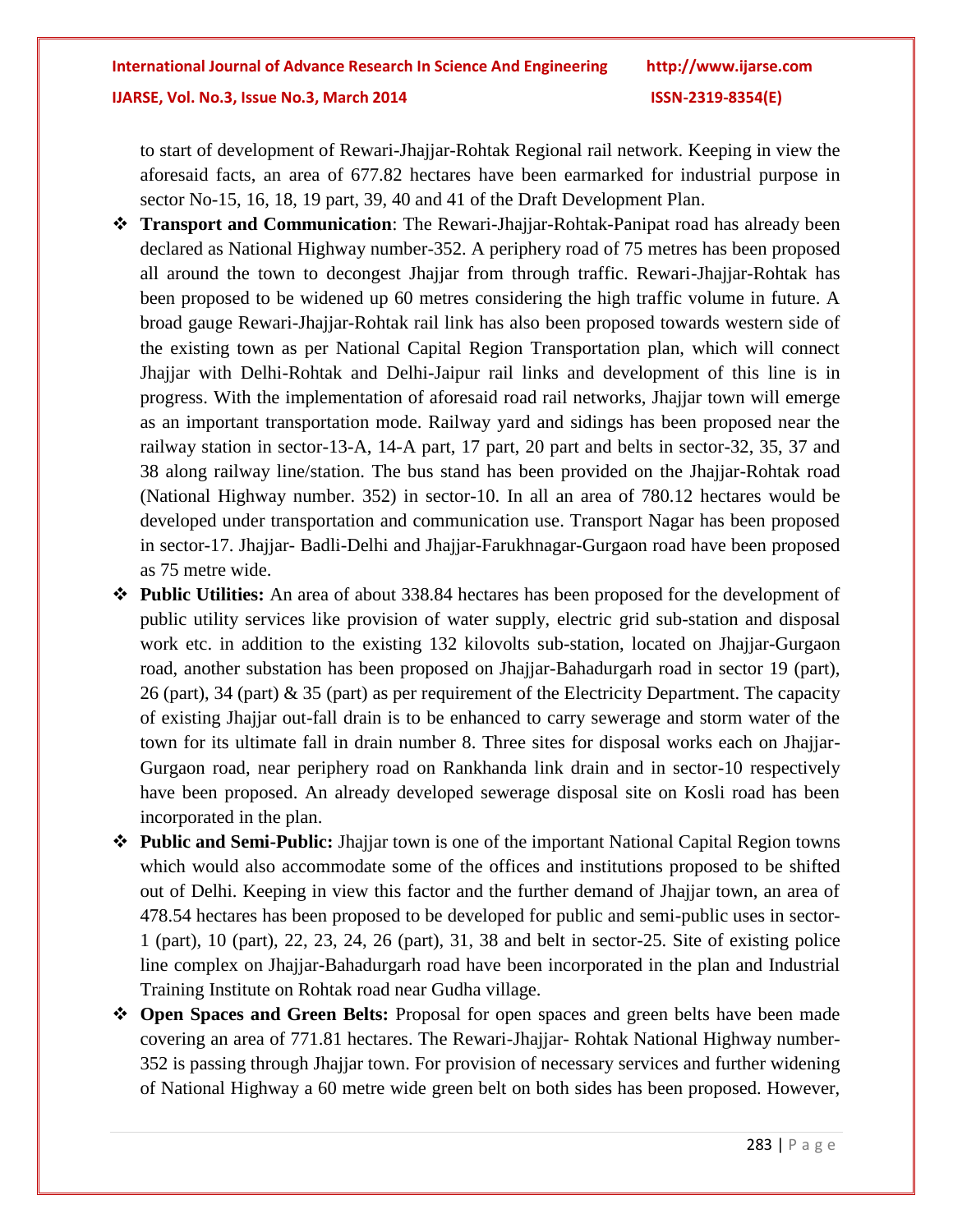to start of development of Rewari-Jhajjar-Rohtak Regional rail network. Keeping in view the aforesaid facts, an area of 677.82 hectares have been earmarked for industrial purpose in sector No-15, 16, 18, 19 part, 39, 40 and 41 of the Draft Development Plan.

- **Transport and Communication**: The Rewari-Jhajjar-Rohtak-Panipat road has already been declared as National Highway number-352. A periphery road of 75 metres has been proposed all around the town to decongest Jhajjar from through traffic. Rewari-Jhajjar-Rohtak has been proposed to be widened up 60 metres considering the high traffic volume in future. A broad gauge Rewari-Jhajjar-Rohtak rail link has also been proposed towards western side of the existing town as per National Capital Region Transportation plan, which will connect Jhajjar with Delhi-Rohtak and Delhi-Jaipur rail links and development of this line is in progress. With the implementation of aforesaid road rail networks, Jhajjar town will emerge as an important transportation mode. Railway yard and sidings has been proposed near the railway station in sector-13-A, 14-A part, 17 part, 20 part and belts in sector-32, 35, 37 and 38 along railway line/station. The bus stand has been provided on the Jhajjar-Rohtak road (National Highway number. 352) in sector-10. In all an area of 780.12 hectares would be developed under transportation and communication use. Transport Nagar has been proposed in sector-17. Jhajjar- Badli-Delhi and Jhajjar-Farukhnagar-Gurgaon road have been proposed as 75 metre wide.
- **Public Utilities:** An area of about 338.84 hectares has been proposed for the development of public utility services like provision of water supply, electric grid sub-station and disposal work etc. in addition to the existing 132 kilovolts sub-station, located on Jhajjar-Gurgaon road, another substation has been proposed on Jhajjar-Bahadurgarh road in sector 19 (part), 26 (part), 34 (part) & 35 (part) as per requirement of the Electricity Department. The capacity of existing Jhajjar out-fall drain is to be enhanced to carry sewerage and storm water of the town for its ultimate fall in drain number 8. Three sites for disposal works each on Jhajjar-Gurgaon road, near periphery road on Rankhanda link drain and in sector-10 respectively have been proposed. An already developed sewerage disposal site on Kosli road has been incorporated in the plan.
- **Public and Semi-Public:** Jhajjar town is one of the important National Capital Region towns which would also accommodate some of the offices and institutions proposed to be shifted out of Delhi. Keeping in view this factor and the further demand of Jhajjar town, an area of 478.54 hectares has been proposed to be developed for public and semi-public uses in sector-1 (part), 10 (part), 22, 23, 24, 26 (part), 31, 38 and belt in sector-25. Site of existing police line complex on Jhajjar-Bahadurgarh road have been incorporated in the plan and Industrial Training Institute on Rohtak road near Gudha village.
- **Open Spaces and Green Belts:** Proposal for open spaces and green belts have been made covering an area of 771.81 hectares. The Rewari-Jhajjar- Rohtak National Highway number-352 is passing through Jhajjar town. For provision of necessary services and further widening of National Highway a 60 metre wide green belt on both sides has been proposed. However,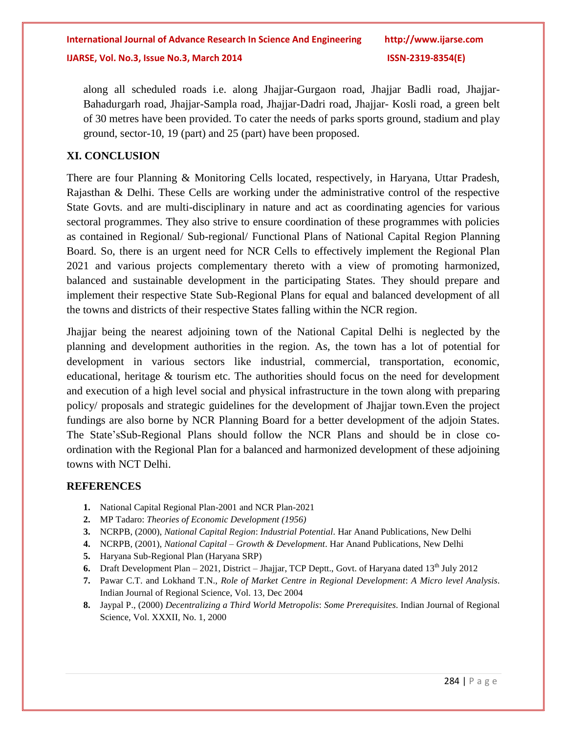along all scheduled roads i.e. along Jhajjar-Gurgaon road, Jhajjar Badli road, Jhajjar-Bahadurgarh road, Jhajjar-Sampla road, Jhajjar-Dadri road, Jhajjar- Kosli road, a green belt of 30 metres have been provided. To cater the needs of parks sports ground, stadium and play ground, sector-10, 19 (part) and 25 (part) have been proposed.

## XI. CONCLUSION

There are four Planning & Monitoring Cells located, respectively, in Haryana, Uttar Pradesh, Rajasthan & Delhi. These Cells are working under the administrative control of the respective State Govts. and are multi-disciplinary in nature and act as coordinating agencies for various sectoral programmes. They also strive to ensure coordination of these programmes with policies as contained in Regional/ Sub-regional/ Functional Plans of National Capital Region Planning Board. So, there is an urgent need for NCR Cells to effectively implement the Regional Plan 2021 and various projects complementary thereto with a view of promoting harmonized, balanced and sustainable development in the participating States. They should prepare and implement their respective State Sub-Regional Plans for equal and balanced development of all the towns and districts of their respective States falling within the NCR region.

Jhajjar being the nearest adjoining town of the National Capital Delhi is neglected by the planning and development authorities in the region. As, the town has a lot of potential for development in various sectors like industrial, commercial, transportation, economic, educational, heritage & tourism etc. The authorities should focus on the need for development and execution of a high level social and physical infrastructure in the town along with preparing policy/ proposals and strategic guidelines for the development of Jhajjar town.Even the project fundings are also borne by NCR Planning Board for a better development of the adjoin States. The State'sSub-Regional Plans should follow the NCR Plans and should be in close co-ordination with the Regional Plan for a balanced and harmonized development of these adjoining towns with NCT Delhi.

## REFERENCES

1. National Capital Regional Plan-2001 and NCR Plan-2021
2. MP Tadaro: *Theories of Economic Development (1956)*
3. NCRPB, (2000), *National Capital Region*: *Industrial Potential*. Har Anand Publications, New Delhi
4. NCRPB, (2001), *National Capital – Growth & Development*. Har Anand Publications, New Delhi
5. Haryana Sub-Regional Plan (Haryana SRP)
6. Draft Development Plan – 2021, District – Jhajjar, TCP Deptt., Govt. of Haryana dated 13th July 2012
7. Pawar C.T. and Lokhand T.N., *Role of Market Centre in Regional Development*: *A Micro level Analysis*. Indian Journal of Regional Science, Vol. 13, Dec 2004
8. Jaypal P., (2000) *Decentralizing a Third World Metropolis*: *Some Prerequisites*. Indian Journal of Regional Science, Vol. XXXII, No. 1, 2000